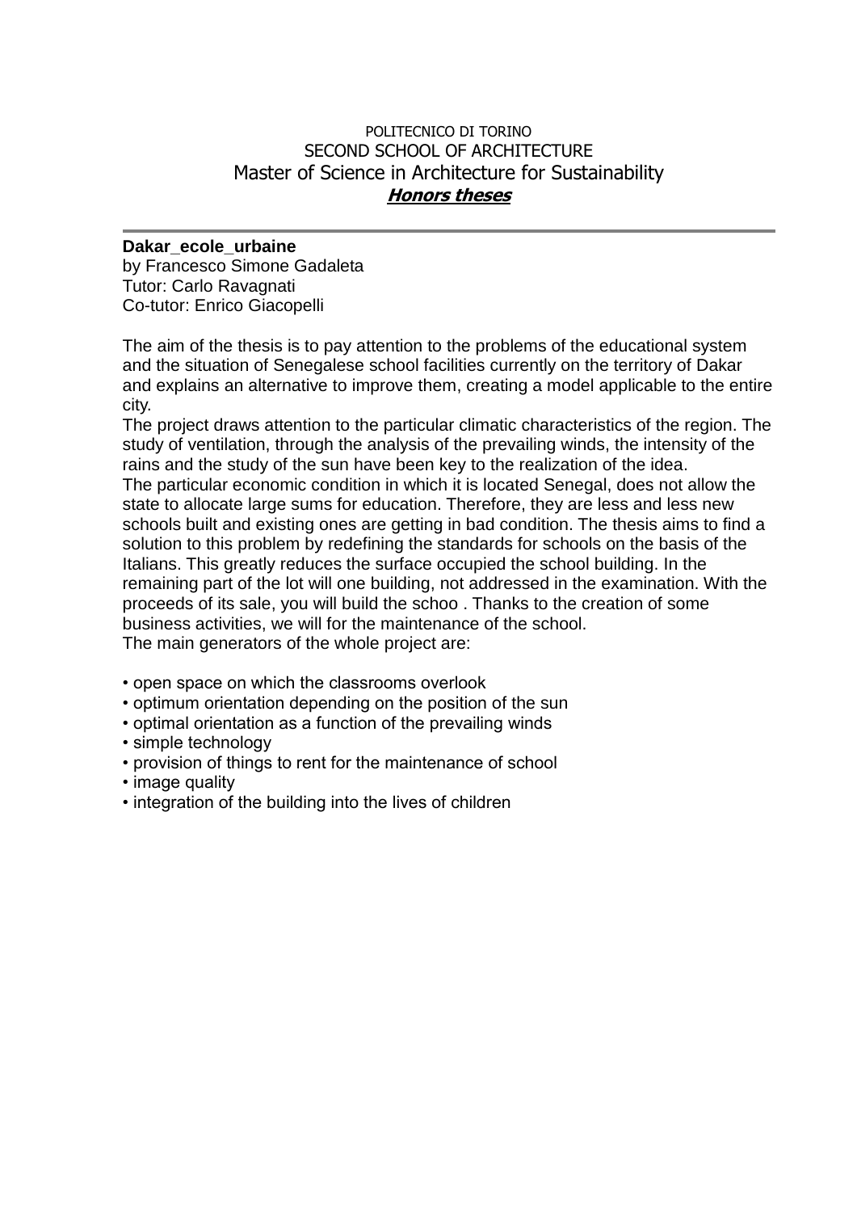POLITECNICO DI TORINO
SECOND SCHOOL OF ARCHITECTURE
Master of Science in Architecture for Sustainability
***Honors theses***

---

**Dakar_ecole_urbaine**
by Francesco Simone Gadaleta
Tutor: Carlo Ravagnati
Co-tutor: Enrico Giacopelli

The aim of the thesis is to pay attention to the problems of the educational system and the situation of Senegalese school facilities currently on the territory of Dakar and explains an alternative to improve them, creating a model applicable to the entire city.
The project draws attention to the particular climatic characteristics of the region. The study of ventilation, through the analysis of the prevailing winds, the intensity of the rains and the study of the sun have been key to the realization of the idea.
The particular economic condition in which it is located Senegal, does not allow the state to allocate large sums for education. Therefore, they are less and less new schools built and existing ones are getting in bad condition. The thesis aims to find a solution to this problem by redefining the standards for schools on the basis of the Italians. This greatly reduces the surface occupied the school building. In the remaining part of the lot will one building, not addressed in the examination. With the proceeds of its sale, you will build the schoo . Thanks to the creation of some business activities, we will for the maintenance of the school.
The main generators of the whole project are:

- open space on which the classrooms overlook
- optimum orientation depending on the position of the sun
- optimal orientation as a function of the prevailing winds
- simple technology
- provision of things to rent for the maintenance of school
- image quality
- integration of the building into the lives of children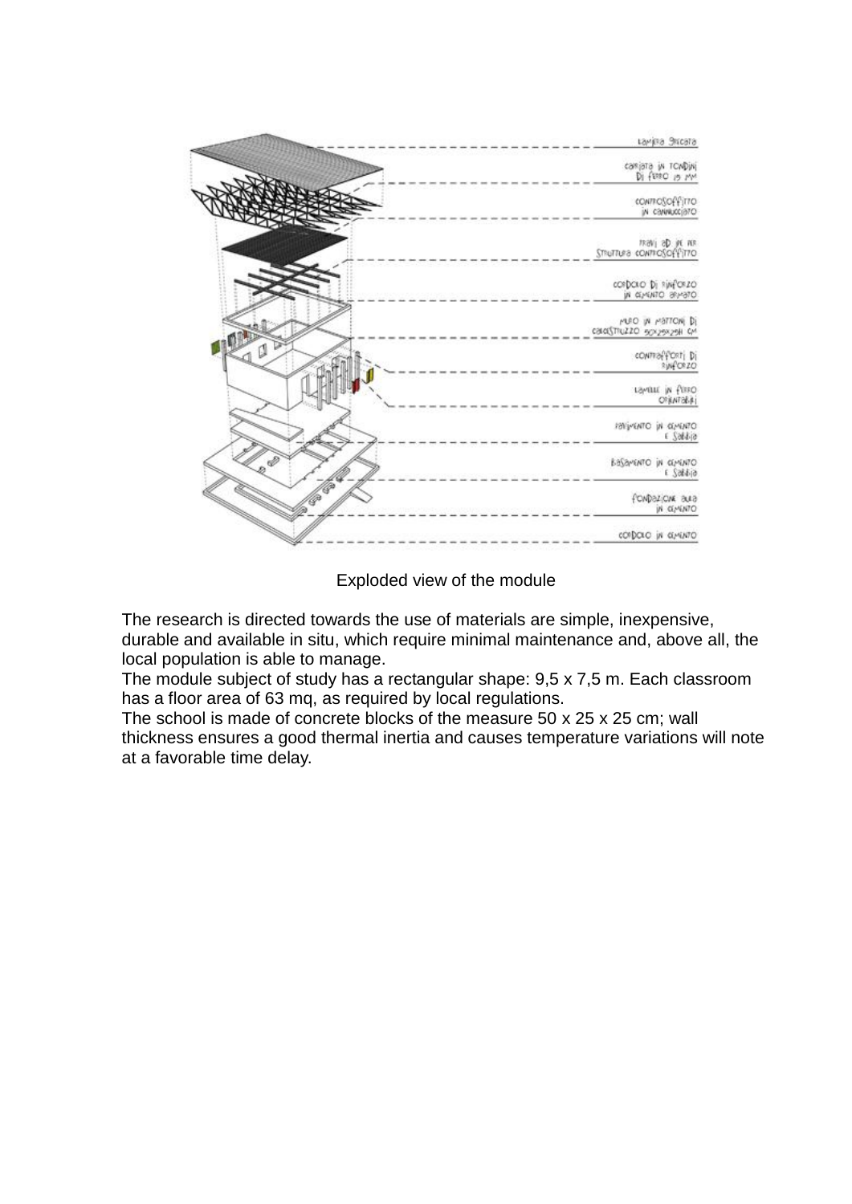Exploded view of the module

The research is directed towards the use of materials are simple, inexpensive, durable and available in situ, which require minimal maintenance and, above all, the local population is able to manage.
The module subject of study has a rectangular shape: 9,5 x 7,5 m. Each classroom has a floor area of 63 mq, as required by local regulations.
The school is made of concrete blocks of the measure 50 x 25 x 25 cm; wall thickness ensures a good thermal inertia and causes temperature variations will note at a favorable time delay.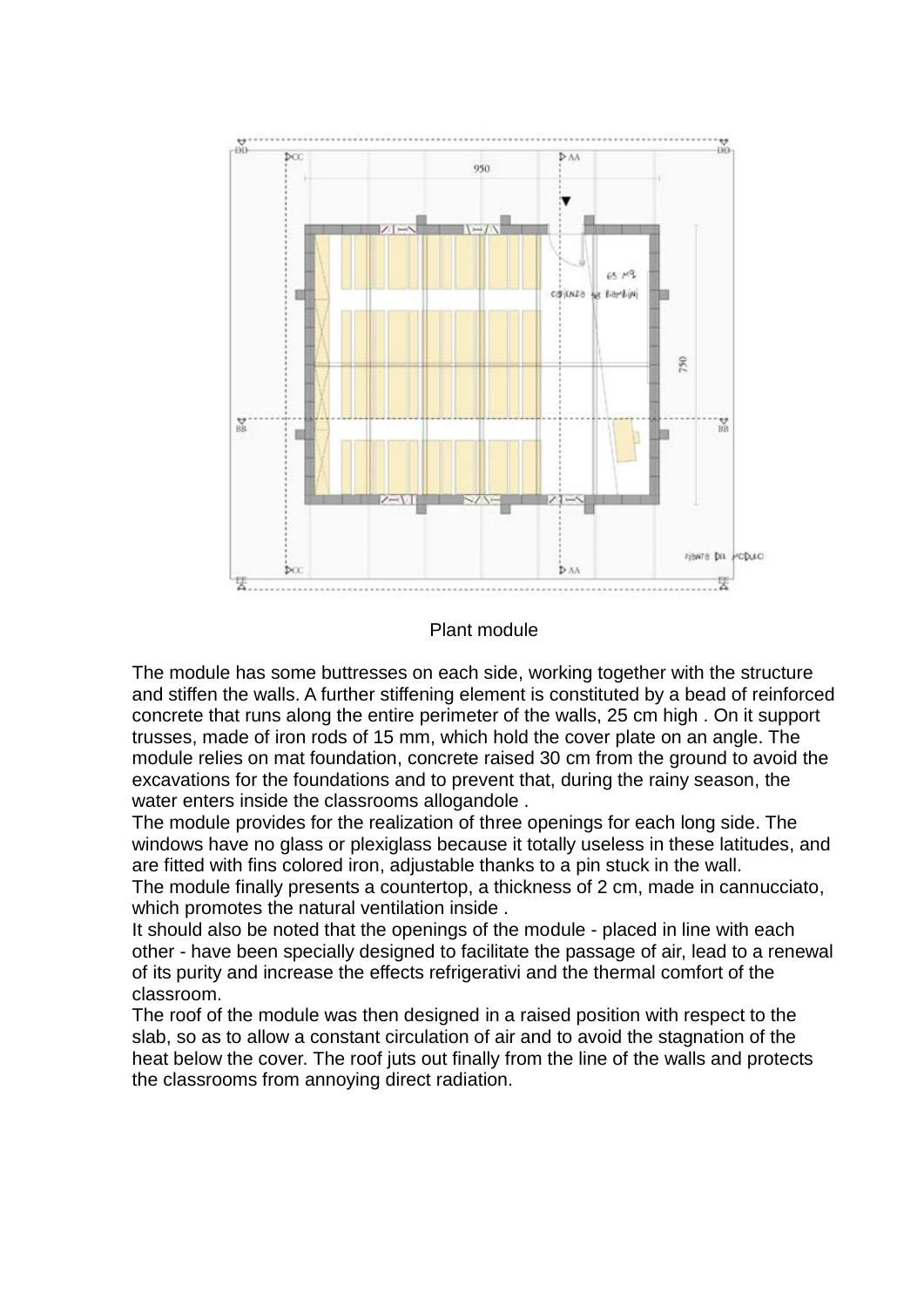Plant module

The module has some buttresses on each side, working together with the structure and stiffen the walls. A further stiffening element is constituted by a bead of reinforced concrete that runs along the entire perimeter of the walls, 25 cm high . On it support trusses, made of iron rods of 15 mm, which hold the cover plate on an angle. The module relies on mat foundation, concrete raised 30 cm from the ground to avoid the excavations for the foundations and to prevent that, during the rainy season, the water enters inside the classrooms allogandole .
The module provides for the realization of three openings for each long side. The windows have no glass or plexiglass because it totally useless in these latitudes, and are fitted with fins colored iron, adjustable thanks to a pin stuck in the wall.
The module finally presents a countertop, a thickness of 2 cm, made in cannucciato, which promotes the natural ventilation inside .
It should also be noted that the openings of the module - placed in line with each other - have been specially designed to facilitate the passage of air, lead to a renewal of its purity and increase the effects refrigerativi and the thermal comfort of the classroom.
The roof of the module was then designed in a raised position with respect to the slab, so as to allow a constant circulation of air and to avoid the stagnation of the heat below the cover. The roof juts out finally from the line of the walls and protects the classrooms from annoying direct radiation.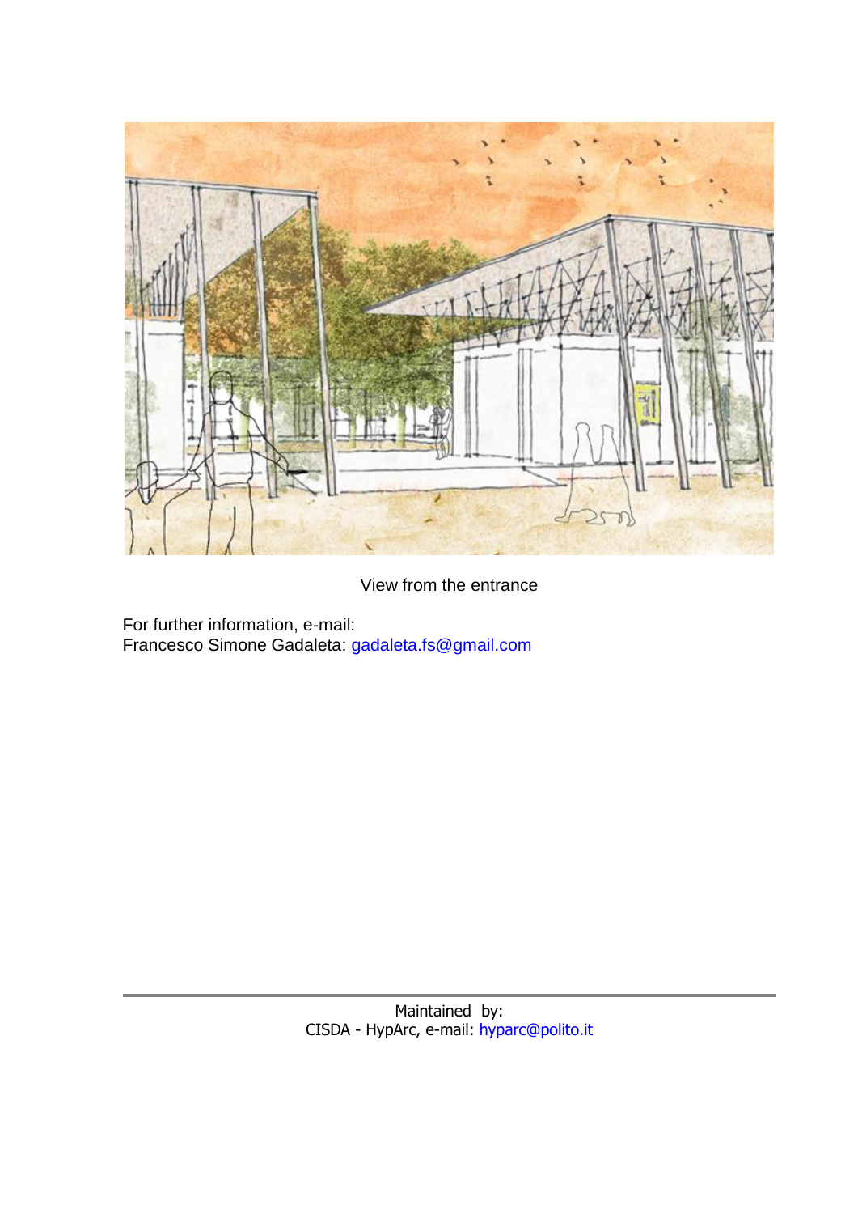View from the entrance

For further information, e-mail:
Francesco Simone Gadaleta: gadaleta.fs@gmail.com

---

Maintained by:
CISDA - HypArc, e-mail: hyparc@polito.it